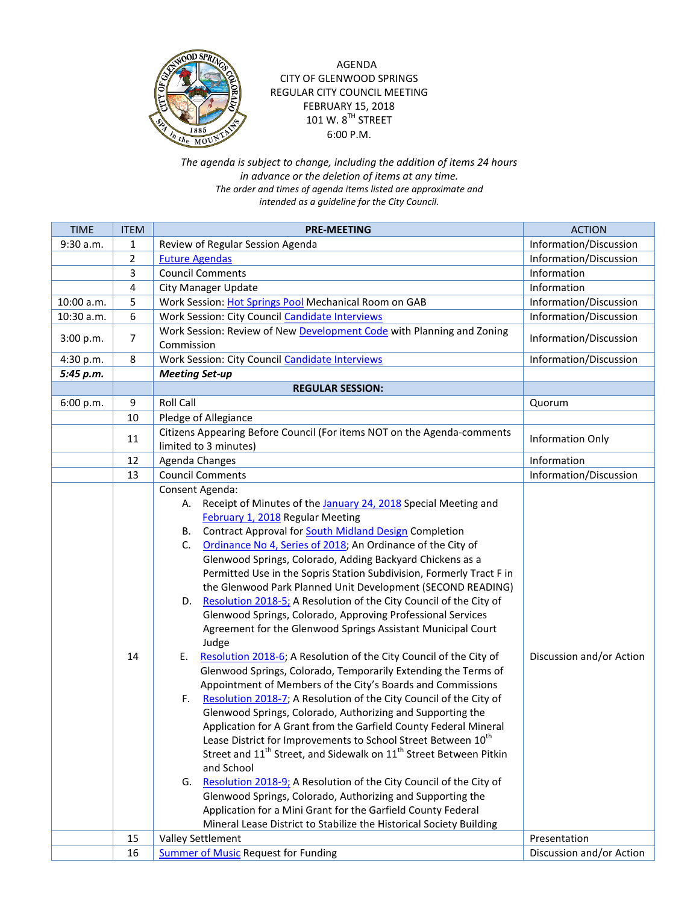AGENDA
CITY OF GLENWOOD SPRINGS
REGULAR CITY COUNCIL MEETING
FEBRUARY 15, 2018
101 W. 8TH STREET
6:00 P.M.

*The agenda is subject to change, including the addition of items 24 hours in advance or the deletion of items at any time.*
*The order and times of agenda items listed are approximate and intended as a guideline for the City Council.*

| TIME | ITEM | PRE-MEETING | ACTION |
|---|---|---|---|
| 9:30 a.m. | 1 | Review of Regular Session Agenda | Information/Discussion |
| | 2 | Future Agendas | Information/Discussion |
| | 3 | Council Comments | Information |
| | 4 | City Manager Update | Information |
| 10:00 a.m. | 5 | Work Session: Hot Springs Pool Mechanical Room on GAB | Information/Discussion |
| 10:30 a.m. | 6 | Work Session: City Council Candidate Interviews | Information/Discussion |
| 3:00 p.m. | 7 | Work Session: Review of New Development Code with Planning and Zoning Commission | Information/Discussion |
| 4:30 p.m. | 8 | Work Session: City Council Candidate Interviews | Information/Discussion |
| ***5:45 p.m.*** | | ***Meeting Set-up*** | |
| | | **REGULAR SESSION:** | |
| 6:00 p.m. | 9 | Roll Call | Quorum |
| | 10 | Pledge of Allegiance | |
| | 11 | Citizens Appearing Before Council (For items NOT on the Agenda-comments limited to 3 minutes) | Information Only |
| | 12 | Agenda Changes | Information |
| | 13 | Council Comments | Information/Discussion |
| | 14 | Consent Agenda:<br>A. Receipt of Minutes of the January 24, 2018 Special Meeting and February 1, 2018 Regular Meeting<br>B. Contract Approval for South Midland Design Completion<br>C. Ordinance No 4, Series of 2018; An Ordinance of the City of Glenwood Springs, Colorado, Adding Backyard Chickens as a Permitted Use in the Sopris Station Subdivision, Formerly Tract F in the Glenwood Park Planned Unit Development (SECOND READING)<br>D. Resolution 2018-5; A Resolution of the City Council of the City of Glenwood Springs, Colorado, Approving Professional Services Agreement for the Glenwood Springs Assistant Municipal Court Judge<br>E. Resolution 2018-6; A Resolution of the City Council of the City of Glenwood Springs, Colorado, Temporarily Extending the Terms of Appointment of Members of the City's Boards and Commissions<br>F. Resolution 2018-7; A Resolution of the City Council of the City of Glenwood Springs, Colorado, Authorizing and Supporting the Application for A Grant from the Garfield County Federal Mineral Lease District for Improvements to School Street Between 10th Street and 11th Street, and Sidewalk on 11th Street Between Pitkin and School<br>G. Resolution 2018-9; A Resolution of the City Council of the City of Glenwood Springs, Colorado, Authorizing and Supporting the Application for a Mini Grant for the Garfield County Federal Mineral Lease District to Stabilize the Historical Society Building | Discussion and/or Action |
| | 15 | Valley Settlement | Presentation |
| | 16 | Summer of Music Request for Funding | Discussion and/or Action |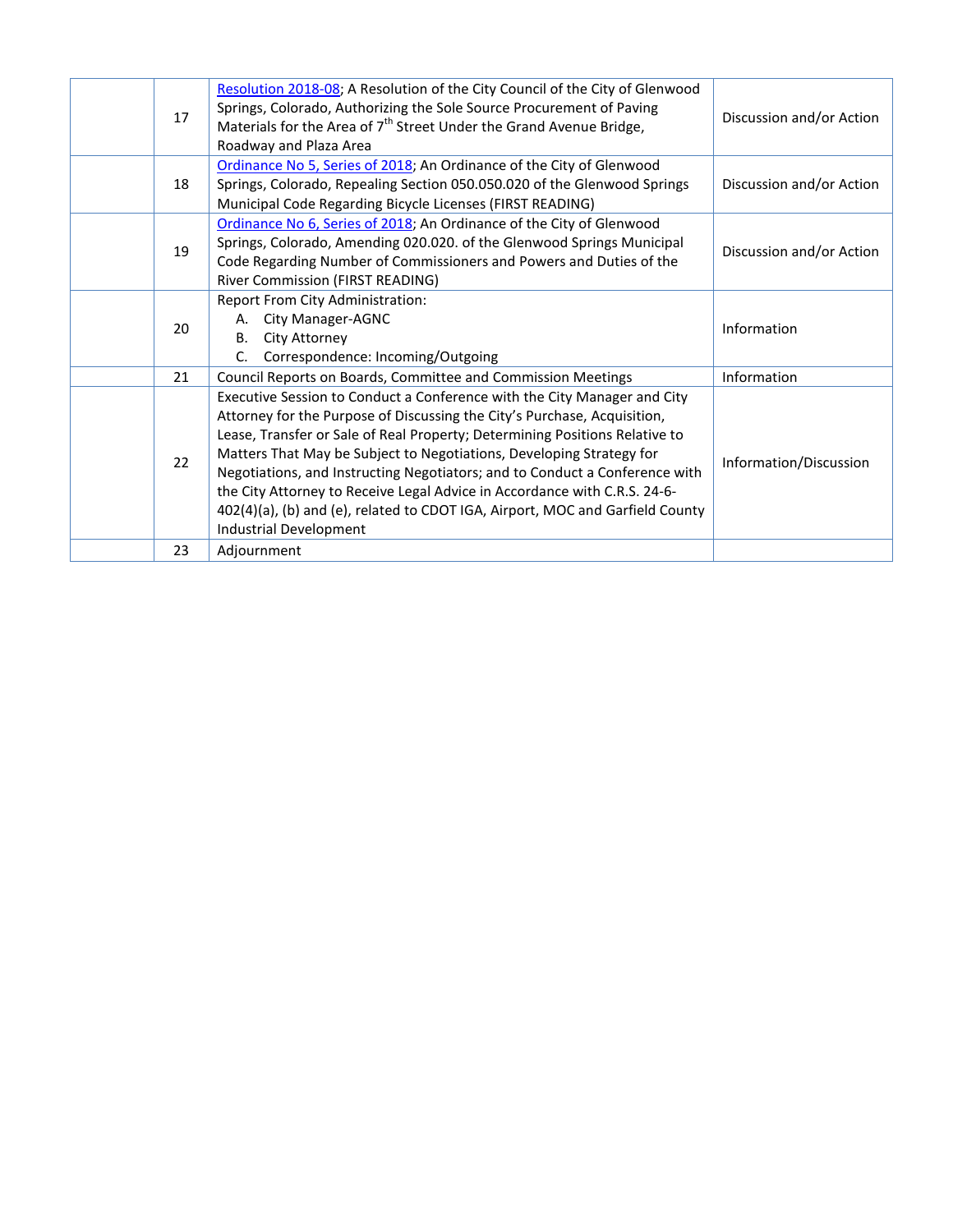| | | | |
|---|---|---|---|
| | 17 | Resolution 2018-08; A Resolution of the City Council of the City of Glenwood Springs, Colorado, Authorizing the Sole Source Procurement of Paving Materials for the Area of 7th Street Under the Grand Avenue Bridge, Roadway and Plaza Area | Discussion and/or Action |
| | 18 | Ordinance No 5, Series of 2018; An Ordinance of the City of Glenwood Springs, Colorado, Repealing Section 050.050.020 of the Glenwood Springs Municipal Code Regarding Bicycle Licenses (FIRST READING) | Discussion and/or Action |
| | 19 | Ordinance No 6, Series of 2018; An Ordinance of the City of Glenwood Springs, Colorado, Amending 020.020. of the Glenwood Springs Municipal Code Regarding Number of Commissioners and Powers and Duties of the River Commission (FIRST READING) | Discussion and/or Action |
| | 20 | Report From City Administration:<br>A. City Manager-AGNC<br>B. City Attorney<br>C. Correspondence: Incoming/Outgoing | Information |
| | 21 | Council Reports on Boards, Committee and Commission Meetings | Information |
| | 22 | Executive Session to Conduct a Conference with the City Manager and City Attorney for the Purpose of Discussing the City's Purchase, Acquisition, Lease, Transfer or Sale of Real Property; Determining Positions Relative to Matters That May be Subject to Negotiations, Developing Strategy for Negotiations, and Instructing Negotiators; and to Conduct a Conference with the City Attorney to Receive Legal Advice in Accordance with C.R.S. 24-6-402(4)(a), (b) and (e), related to CDOT IGA, Airport, MOC and Garfield County Industrial Development | Information/Discussion |
| | 23 | Adjournment | |